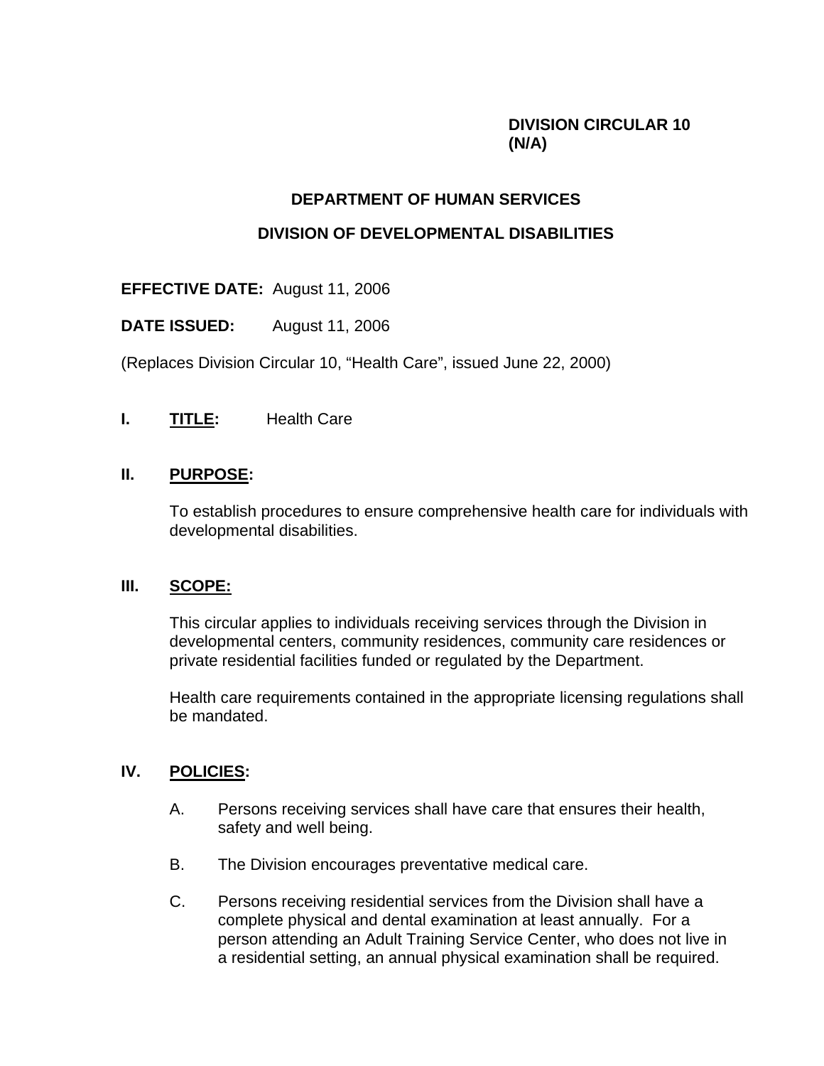**DIVISION CIRCULAR 10**
**(N/A)**

# DEPARTMENT OF HUMAN SERVICES

## DIVISION OF DEVELOPMENTAL DISABILITIES

**EFFECTIVE DATE:** August 11, 2006

**DATE ISSUED:** August 11, 2006

(Replaces Division Circular 10, "Health Care", issued June 22, 2000)

**I. TITLE:** Health Care

**II. PURPOSE:**

To establish procedures to ensure comprehensive health care for individuals with developmental disabilities.

**III. SCOPE:**

This circular applies to individuals receiving services through the Division in developmental centers, community residences, community care residences or private residential facilities funded or regulated by the Department.

Health care requirements contained in the appropriate licensing regulations shall be mandated.

**IV. POLICIES:**

A. Persons receiving services shall have care that ensures their health, safety and well being.

B. The Division encourages preventative medical care.

C. Persons receiving residential services from the Division shall have a complete physical and dental examination at least annually. For a person attending an Adult Training Service Center, who does not live in a residential setting, an annual physical examination shall be required.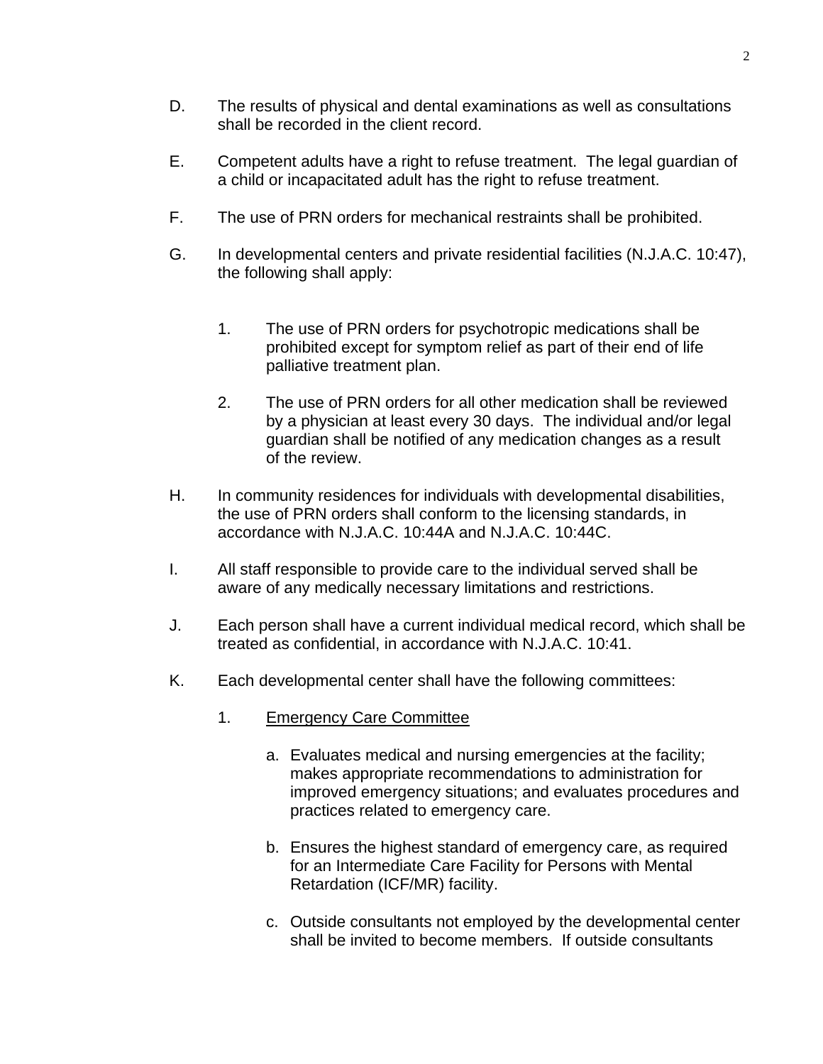D. The results of physical and dental examinations as well as consultations shall be recorded in the client record.

E. Competent adults have a right to refuse treatment. The legal guardian of a child or incapacitated adult has the right to refuse treatment.

F. The use of PRN orders for mechanical restraints shall be prohibited.

G. In developmental centers and private residential facilities (N.J.A.C. 10:47), the following shall apply:

   1. The use of PRN orders for psychotropic medications shall be prohibited except for symptom relief as part of their end of life palliative treatment plan.

   2. The use of PRN orders for all other medication shall be reviewed by a physician at least every 30 days. The individual and/or legal guardian shall be notified of any medication changes as a result of the review.

H. In community residences for individuals with developmental disabilities, the use of PRN orders shall conform to the licensing standards, in accordance with N.J.A.C. 10:44A and N.J.A.C. 10:44C.

I. All staff responsible to provide care to the individual served shall be aware of any medically necessary limitations and restrictions.

J. Each person shall have a current individual medical record, which shall be treated as confidential, in accordance with N.J.A.C. 10:41.

K. Each developmental center shall have the following committees:

   1. Emergency Care Committee

      a. Evaluates medical and nursing emergencies at the facility; makes appropriate recommendations to administration for improved emergency situations; and evaluates procedures and practices related to emergency care.

      b. Ensures the highest standard of emergency care, as required for an Intermediate Care Facility for Persons with Mental Retardation (ICF/MR) facility.

      c. Outside consultants not employed by the developmental center shall be invited to become members. If outside consultants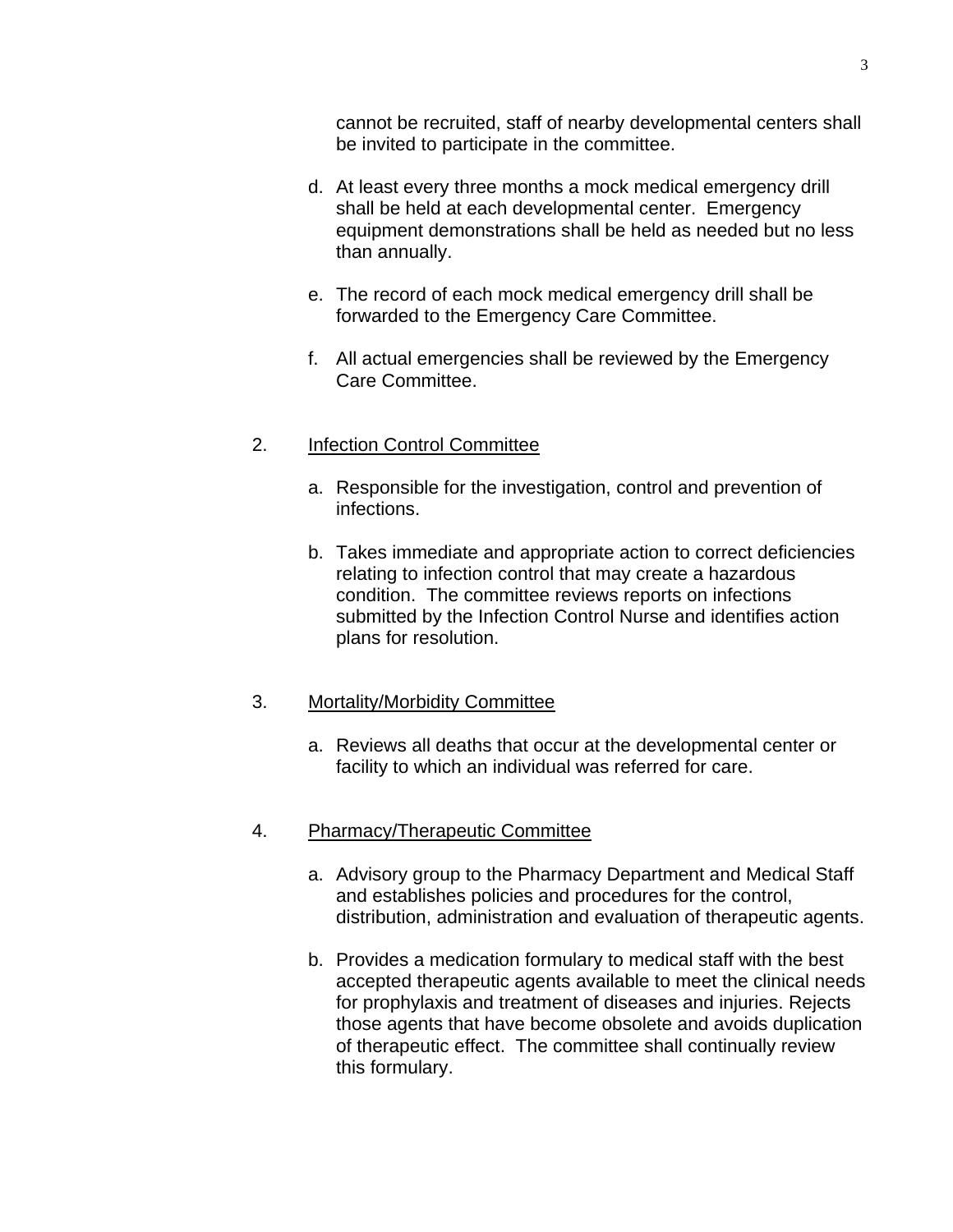cannot be recruited, staff of nearby developmental centers shall be invited to participate in the committee.

d. At least every three months a mock medical emergency drill shall be held at each developmental center. Emergency equipment demonstrations shall be held as needed but no less than annually.

e. The record of each mock medical emergency drill shall be forwarded to the Emergency Care Committee.

f. All actual emergencies shall be reviewed by the Emergency Care Committee.

2. <u>Infection Control Committee</u>

a. Responsible for the investigation, control and prevention of infections.

b. Takes immediate and appropriate action to correct deficiencies relating to infection control that may create a hazardous condition. The committee reviews reports on infections submitted by the Infection Control Nurse and identifies action plans for resolution.

3. <u>Mortality/Morbidity Committee</u>

a. Reviews all deaths that occur at the developmental center or facility to which an individual was referred for care.

4. <u>Pharmacy/Therapeutic Committee</u>

a. Advisory group to the Pharmacy Department and Medical Staff and establishes policies and procedures for the control, distribution, administration and evaluation of therapeutic agents.

b. Provides a medication formulary to medical staff with the best accepted therapeutic agents available to meet the clinical needs for prophylaxis and treatment of diseases and injuries. Rejects those agents that have become obsolete and avoids duplication of therapeutic effect. The committee shall continually review this formulary.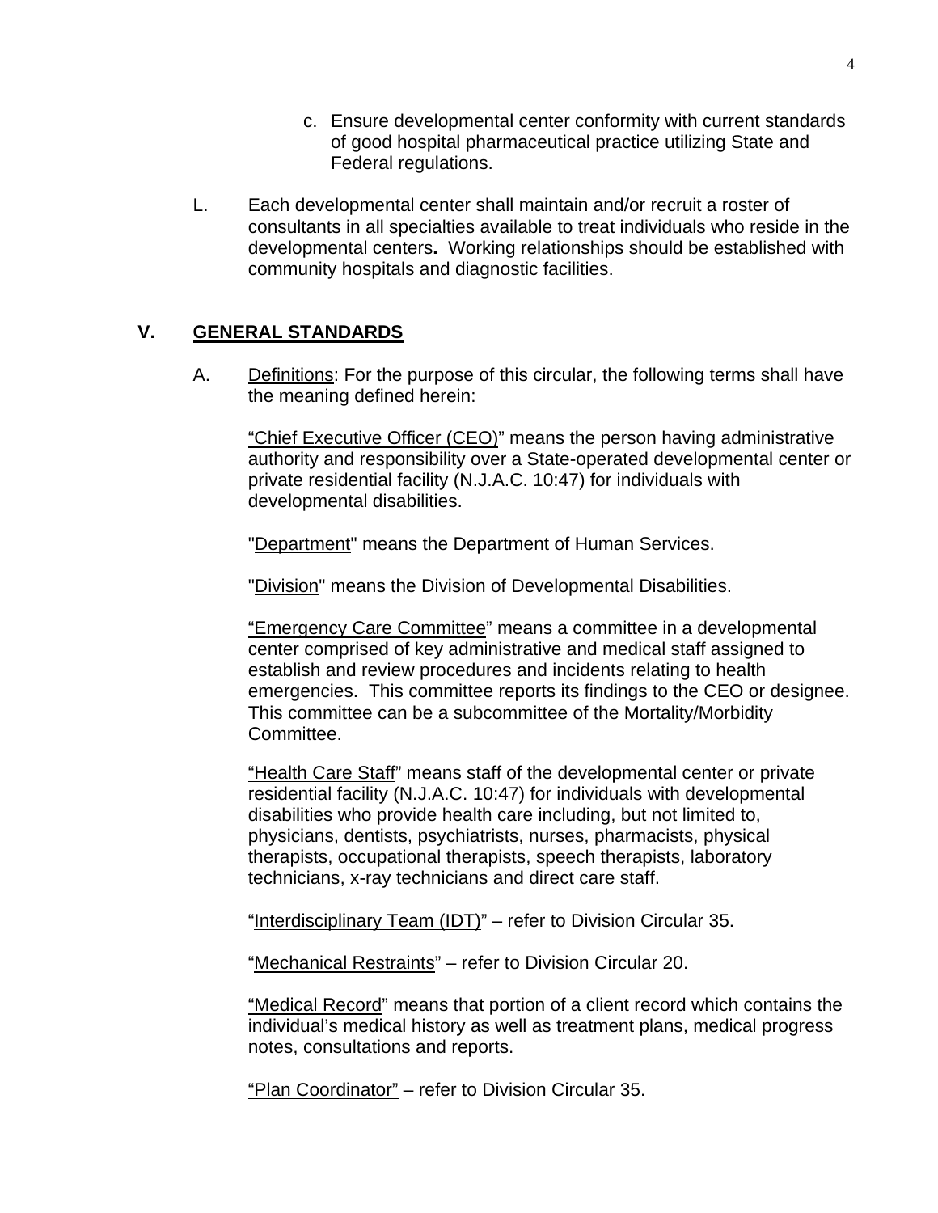c. Ensure developmental center conformity with current standards of good hospital pharmaceutical practice utilizing State and Federal regulations.

L. Each developmental center shall maintain and/or recruit a roster of consultants in all specialties available to treat individuals who reside in the developmental centers**.** Working relationships should be established with community hospitals and diagnostic facilities.

## V. GENERAL STANDARDS

A. Definitions: For the purpose of this circular, the following terms shall have the meaning defined herein:

"Chief Executive Officer (CEO)" means the person having administrative authority and responsibility over a State-operated developmental center or private residential facility (N.J.A.C. 10:47) for individuals with developmental disabilities.

"Department" means the Department of Human Services.

"Division" means the Division of Developmental Disabilities.

"Emergency Care Committee" means a committee in a developmental center comprised of key administrative and medical staff assigned to establish and review procedures and incidents relating to health emergencies. This committee reports its findings to the CEO or designee. This committee can be a subcommittee of the Mortality/Morbidity Committee.

"Health Care Staff" means staff of the developmental center or private residential facility (N.J.A.C. 10:47) for individuals with developmental disabilities who provide health care including, but not limited to, physicians, dentists, psychiatrists, nurses, pharmacists, physical therapists, occupational therapists, speech therapists, laboratory technicians, x-ray technicians and direct care staff.

"Interdisciplinary Team (IDT)" – refer to Division Circular 35.

"Mechanical Restraints" – refer to Division Circular 20.

"Medical Record" means that portion of a client record which contains the individual's medical history as well as treatment plans, medical progress notes, consultations and reports.

"Plan Coordinator" – refer to Division Circular 35.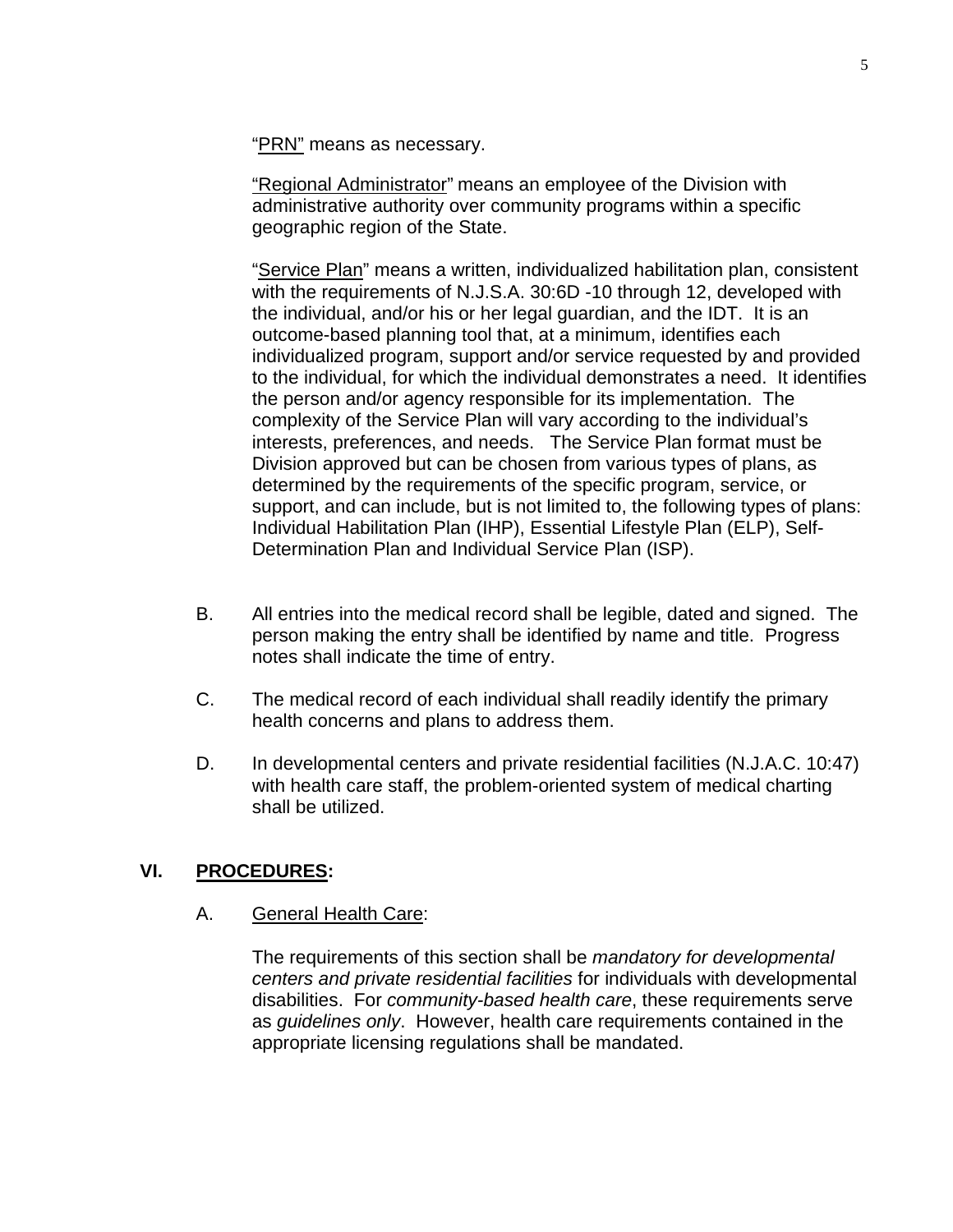"<u>PRN</u>" means as necessary.

"<u>Regional Administrator</u>" means an employee of the Division with administrative authority over community programs within a specific geographic region of the State.

"<u>Service Plan</u>" means a written, individualized habilitation plan, consistent with the requirements of N.J.S.A. 30:6D -10 through 12, developed with the individual, and/or his or her legal guardian, and the IDT. It is an outcome-based planning tool that, at a minimum, identifies each individualized program, support and/or service requested by and provided to the individual, for which the individual demonstrates a need. It identifies the person and/or agency responsible for its implementation. The complexity of the Service Plan will vary according to the individual's interests, preferences, and needs. The Service Plan format must be Division approved but can be chosen from various types of plans, as determined by the requirements of the specific program, service, or support, and can include, but is not limited to, the following types of plans: Individual Habilitation Plan (IHP), Essential Lifestyle Plan (ELP), Self-Determination Plan and Individual Service Plan (ISP).

B. All entries into the medical record shall be legible, dated and signed. The person making the entry shall be identified by name and title. Progress notes shall indicate the time of entry.

C. The medical record of each individual shall readily identify the primary health concerns and plans to address them.

D. In developmental centers and private residential facilities (N.J.A.C. 10:47) with health care staff, the problem-oriented system of medical charting shall be utilized.

## VI. <u>PROCEDURES</u>:

A. <u>General Health Care</u>:

The requirements of this section shall be *mandatory for developmental centers and private residential facilities* for individuals with developmental disabilities. For *community-based health care*, these requirements serve as *guidelines only*. However, health care requirements contained in the appropriate licensing regulations shall be mandated.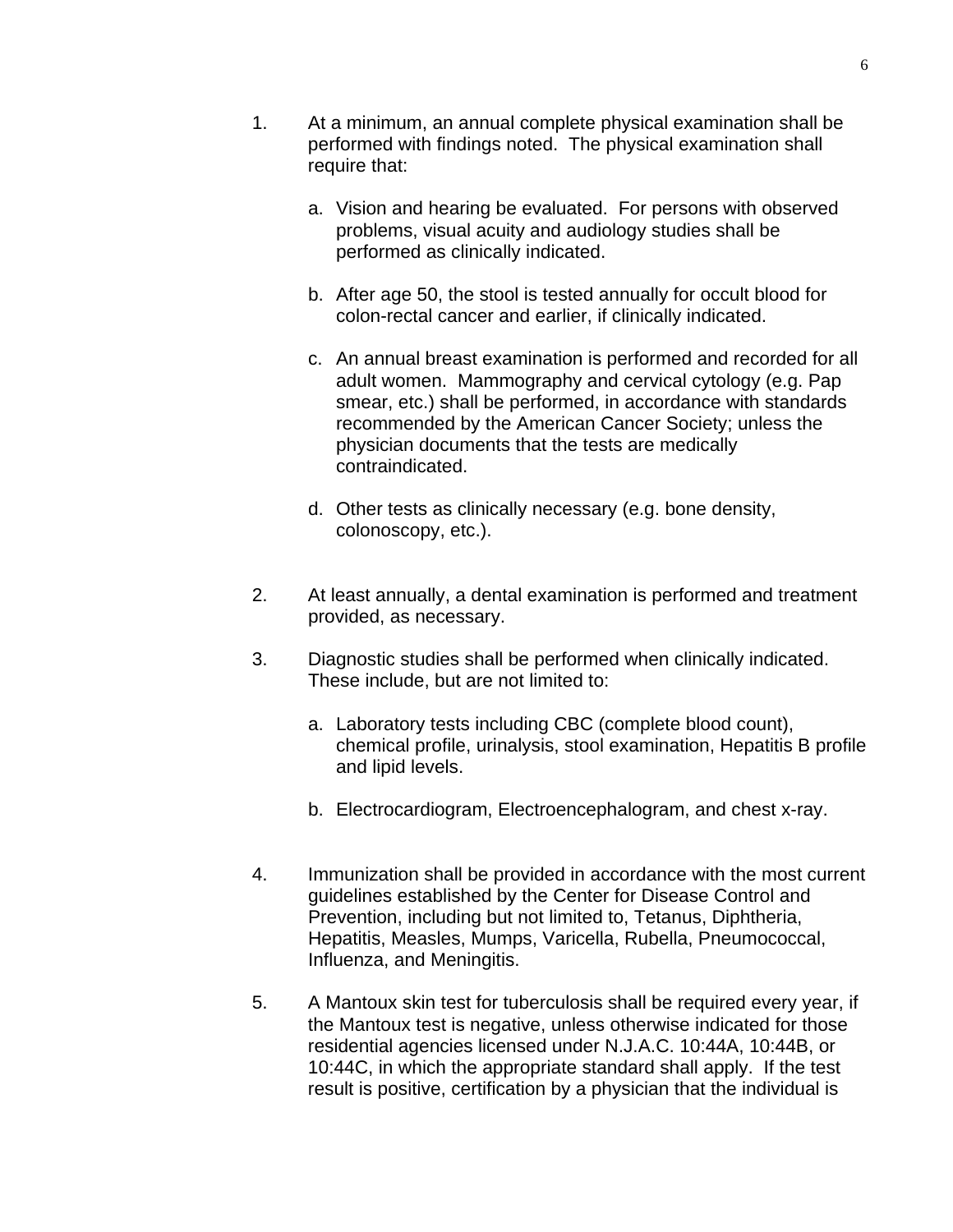1. At a minimum, an annual complete physical examination shall be performed with findings noted. The physical examination shall require that:

   a. Vision and hearing be evaluated. For persons with observed problems, visual acuity and audiology studies shall be performed as clinically indicated.

   b. After age 50, the stool is tested annually for occult blood for colon-rectal cancer and earlier, if clinically indicated.

   c. An annual breast examination is performed and recorded for all adult women. Mammography and cervical cytology (e.g. Pap smear, etc.) shall be performed, in accordance with standards recommended by the American Cancer Society; unless the physician documents that the tests are medically contraindicated.

   d. Other tests as clinically necessary (e.g. bone density, colonoscopy, etc.).

2. At least annually, a dental examination is performed and treatment provided, as necessary.

3. Diagnostic studies shall be performed when clinically indicated. These include, but are not limited to:

   a. Laboratory tests including CBC (complete blood count), chemical profile, urinalysis, stool examination, Hepatitis B profile and lipid levels.

   b. Electrocardiogram, Electroencephalogram, and chest x-ray.

4. Immunization shall be provided in accordance with the most current guidelines established by the Center for Disease Control and Prevention, including but not limited to, Tetanus, Diphtheria, Hepatitis, Measles, Mumps, Varicella, Rubella, Pneumococcal, Influenza, and Meningitis.

5. A Mantoux skin test for tuberculosis shall be required every year, if the Mantoux test is negative, unless otherwise indicated for those residential agencies licensed under N.J.A.C. 10:44A, 10:44B, or 10:44C, in which the appropriate standard shall apply. If the test result is positive, certification by a physician that the individual is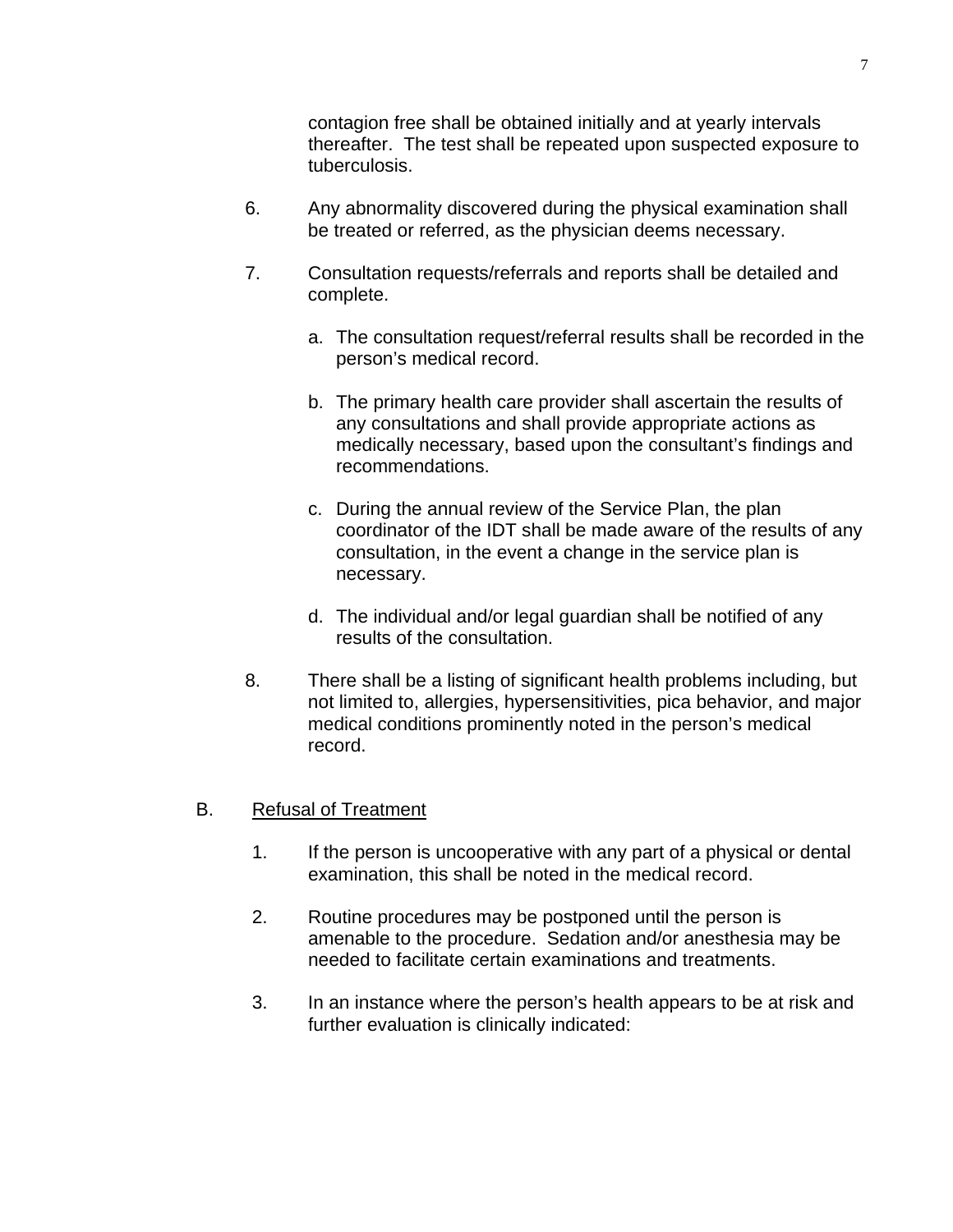contagion free shall be obtained initially and at yearly intervals thereafter. The test shall be repeated upon suspected exposure to tuberculosis.

6. Any abnormality discovered during the physical examination shall be treated or referred, as the physician deems necessary.

7. Consultation requests/referrals and reports shall be detailed and complete.

   a. The consultation request/referral results shall be recorded in the person's medical record.

   b. The primary health care provider shall ascertain the results of any consultations and shall provide appropriate actions as medically necessary, based upon the consultant's findings and recommendations.

   c. During the annual review of the Service Plan, the plan coordinator of the IDT shall be made aware of the results of any consultation, in the event a change in the service plan is necessary.

   d. The individual and/or legal guardian shall be notified of any results of the consultation.

8. There shall be a listing of significant health problems including, but not limited to, allergies, hypersensitivities, pica behavior, and major medical conditions prominently noted in the person's medical record.

B. <u>Refusal of Treatment</u>

1. If the person is uncooperative with any part of a physical or dental examination, this shall be noted in the medical record.

2. Routine procedures may be postponed until the person is amenable to the procedure. Sedation and/or anesthesia may be needed to facilitate certain examinations and treatments.

3. In an instance where the person's health appears to be at risk and further evaluation is clinically indicated: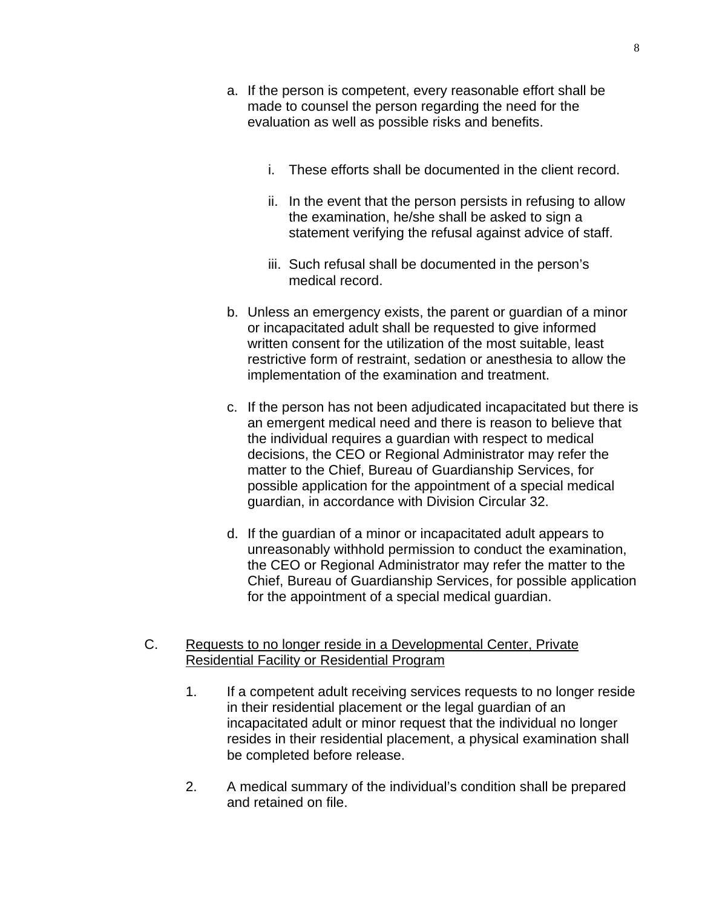a. If the person is competent, every reasonable effort shall be made to counsel the person regarding the need for the evaluation as well as possible risks and benefits.

   i. These efforts shall be documented in the client record.

   ii. In the event that the person persists in refusing to allow the examination, he/she shall be asked to sign a statement verifying the refusal against advice of staff.

   iii. Such refusal shall be documented in the person's medical record.

b. Unless an emergency exists, the parent or guardian of a minor or incapacitated adult shall be requested to give informed written consent for the utilization of the most suitable, least restrictive form of restraint, sedation or anesthesia to allow the implementation of the examination and treatment.

c. If the person has not been adjudicated incapacitated but there is an emergent medical need and there is reason to believe that the individual requires a guardian with respect to medical decisions, the CEO or Regional Administrator may refer the matter to the Chief, Bureau of Guardianship Services, for possible application for the appointment of a special medical guardian, in accordance with Division Circular 32.

d. If the guardian of a minor or incapacitated adult appears to unreasonably withhold permission to conduct the examination, the CEO or Regional Administrator may refer the matter to the Chief, Bureau of Guardianship Services, for possible application for the appointment of a special medical guardian.

C. Requests to no longer reside in a Developmental Center, Private Residential Facility or Residential Program

1. If a competent adult receiving services requests to no longer reside in their residential placement or the legal guardian of an incapacitated adult or minor request that the individual no longer resides in their residential placement, a physical examination shall be completed before release.

2. A medical summary of the individual's condition shall be prepared and retained on file.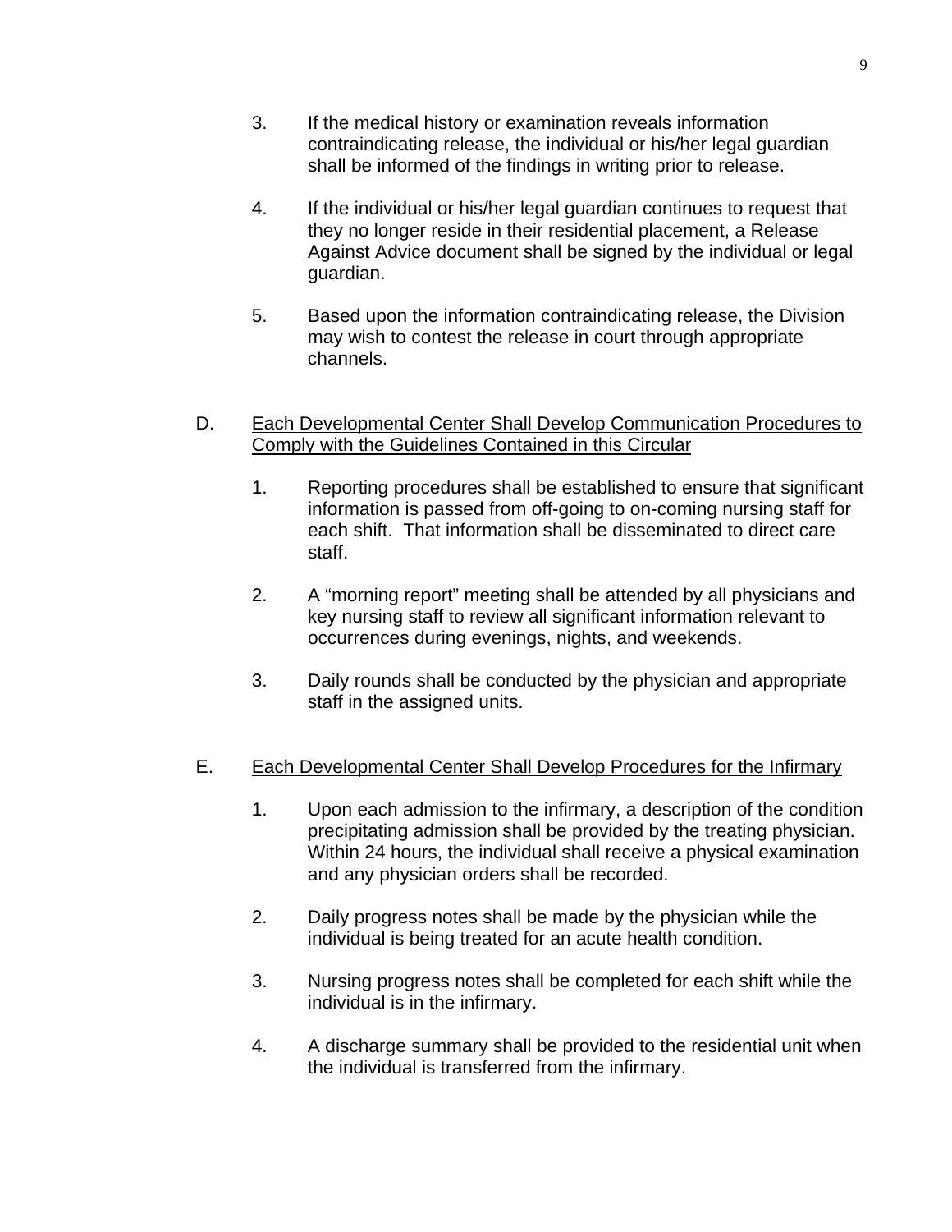3. If the medical history or examination reveals information contraindicating release, the individual or his/her legal guardian shall be informed of the findings in writing prior to release.

4. If the individual or his/her legal guardian continues to request that they no longer reside in their residential placement, a Release Against Advice document shall be signed by the individual or legal guardian.

5. Based upon the information contraindicating release, the Division may wish to contest the release in court through appropriate channels.

D. Each Developmental Center Shall Develop Communication Procedures to Comply with the Guidelines Contained in this Circular

1. Reporting procedures shall be established to ensure that significant information is passed from off-going to on-coming nursing staff for each shift. That information shall be disseminated to direct care staff.

2. A "morning report" meeting shall be attended by all physicians and key nursing staff to review all significant information relevant to occurrences during evenings, nights, and weekends.

3. Daily rounds shall be conducted by the physician and appropriate staff in the assigned units.

E. Each Developmental Center Shall Develop Procedures for the Infirmary

1. Upon each admission to the infirmary, a description of the condition precipitating admission shall be provided by the treating physician. Within 24 hours, the individual shall receive a physical examination and any physician orders shall be recorded.

2. Daily progress notes shall be made by the physician while the individual is being treated for an acute health condition.

3. Nursing progress notes shall be completed for each shift while the individual is in the infirmary.

4. A discharge summary shall be provided to the residential unit when the individual is transferred from the infirmary.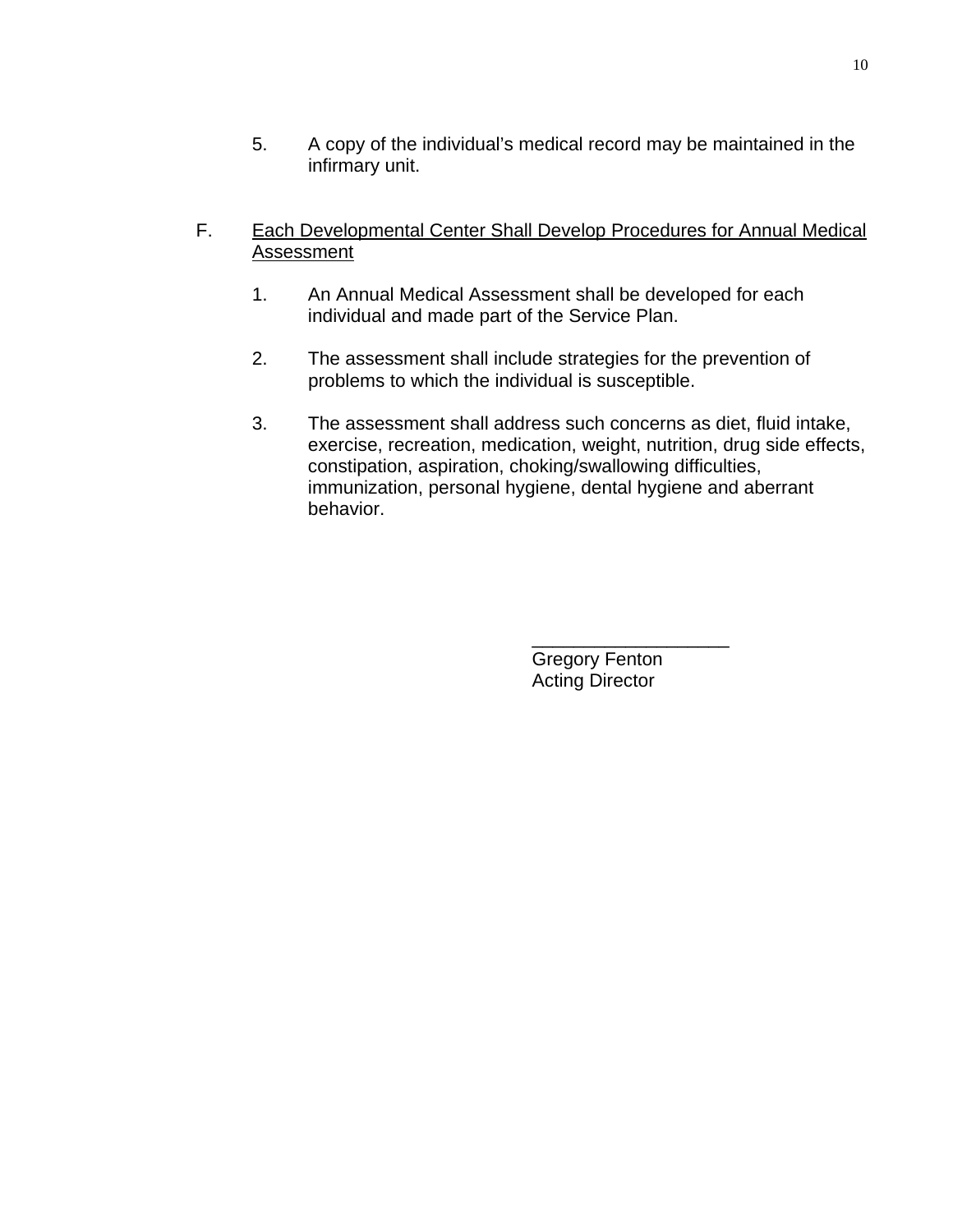5. A copy of the individual's medical record may be maintained in the infirmary unit.

F. <u>Each Developmental Center Shall Develop Procedures for Annual Medical Assessment</u>

   1. An Annual Medical Assessment shall be developed for each individual and made part of the Service Plan.

   2. The assessment shall include strategies for the prevention of problems to which the individual is susceptible.

   3. The assessment shall address such concerns as diet, fluid intake, exercise, recreation, medication, weight, nutrition, drug side effects, constipation, aspiration, choking/swallowing difficulties, immunization, personal hygiene, dental hygiene and aberrant behavior.

___________________

Gregory Fenton
Acting Director